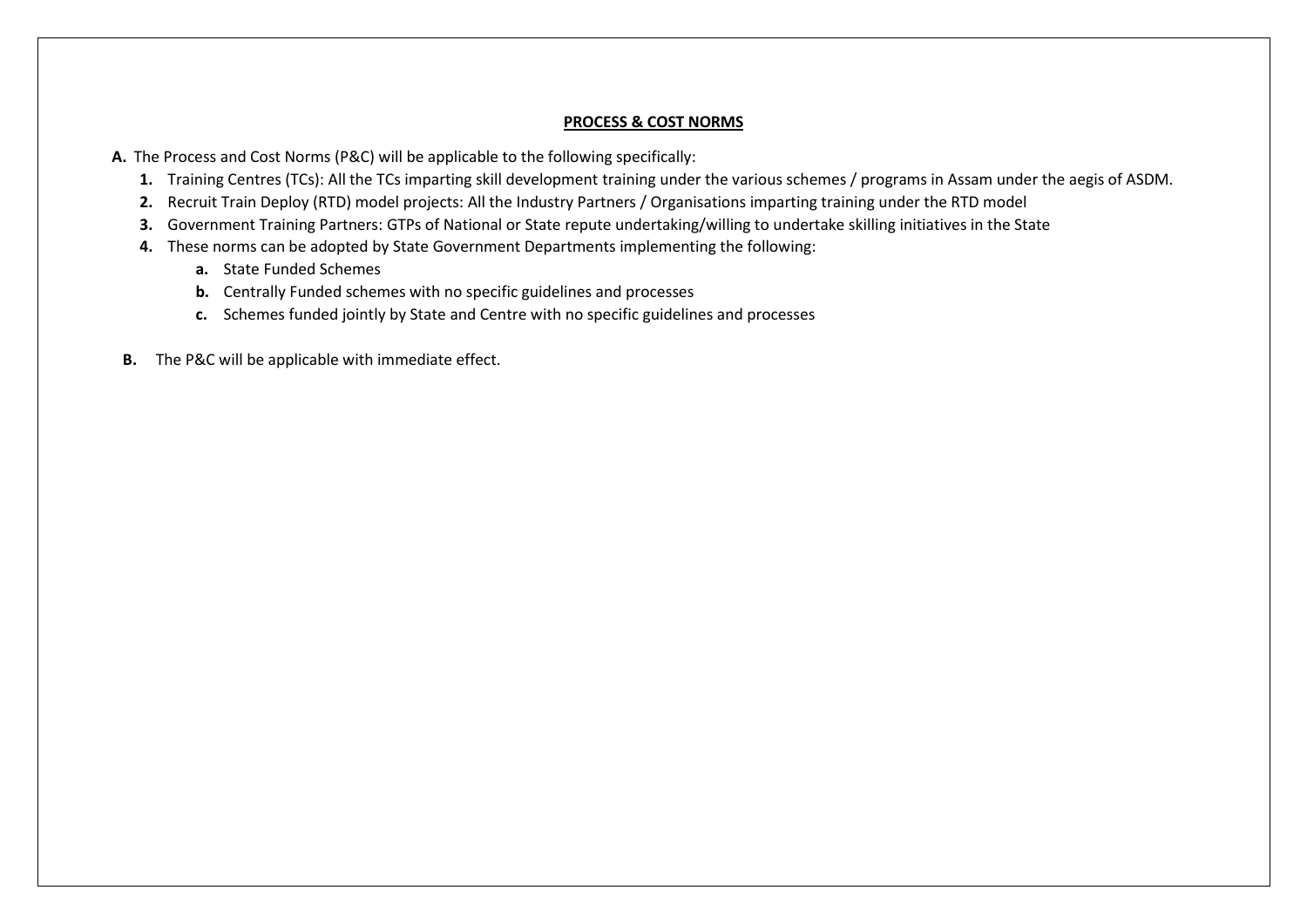## **PROCESS & COST NORMS**

**A.** The Process and Cost Norms (P&C) will be applicable to the following specifically:

1. Training Centres (TCs): All the TCs imparting skill development training under the various schemes / programs in Assam under the aegis of ASDM.
2. Recruit Train Deploy (RTD) model projects: All the Industry Partners / Organisations imparting training under the RTD model
3. Government Training Partners: GTPs of National or State repute undertaking/willing to undertake skilling initiatives in the State
4. These norms can be adopted by State Government Departments implementing the following:
   - **a.** State Funded Schemes
   - **b.** Centrally Funded schemes with no specific guidelines and processes
   - **c.** Schemes funded jointly by State and Centre with no specific guidelines and processes

**B.** The P&C will be applicable with immediate effect.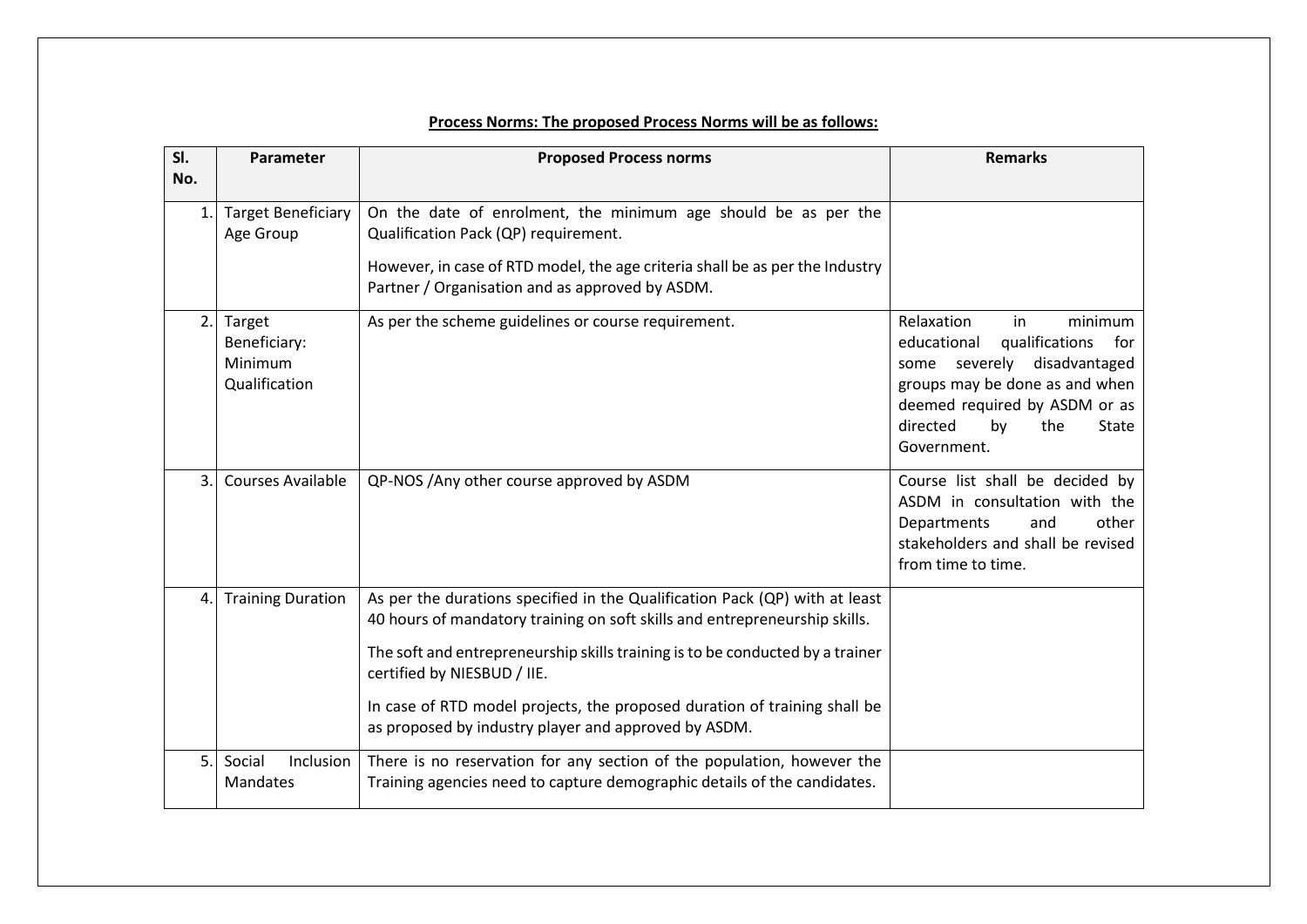**Process Norms: The proposed Process Norms will be as follows:**

| Sl. No. | Parameter | Proposed Process norms | Remarks |
|---|---|---|---|
| 1. | Target Beneficiary Age Group | On the date of enrolment, the minimum age should be as per the Qualification Pack (QP) requirement.<br><br>However, in case of RTD model, the age criteria shall be as per the Industry Partner / Organisation and as approved by ASDM. | |
| 2. | Target Beneficiary: Minimum Qualification | As per the scheme guidelines or course requirement. | Relaxation in minimum educational qualifications for some severely disadvantaged groups may be done as and when deemed required by ASDM or as directed by the State Government. |
| 3. | Courses Available | QP-NOS /Any other course approved by ASDM | Course list shall be decided by ASDM in consultation with the Departments and other stakeholders and shall be revised from time to time. |
| 4. | Training Duration | As per the durations specified in the Qualification Pack (QP) with at least 40 hours of mandatory training on soft skills and entrepreneurship skills.<br><br>The soft and entrepreneurship skills training is to be conducted by a trainer certified by NIESBUD / IIE.<br><br>In case of RTD model projects, the proposed duration of training shall be as proposed by industry player and approved by ASDM. | |
| 5. | Social Inclusion Mandates | There is no reservation for any section of the population, however the Training agencies need to capture demographic details of the candidates. | |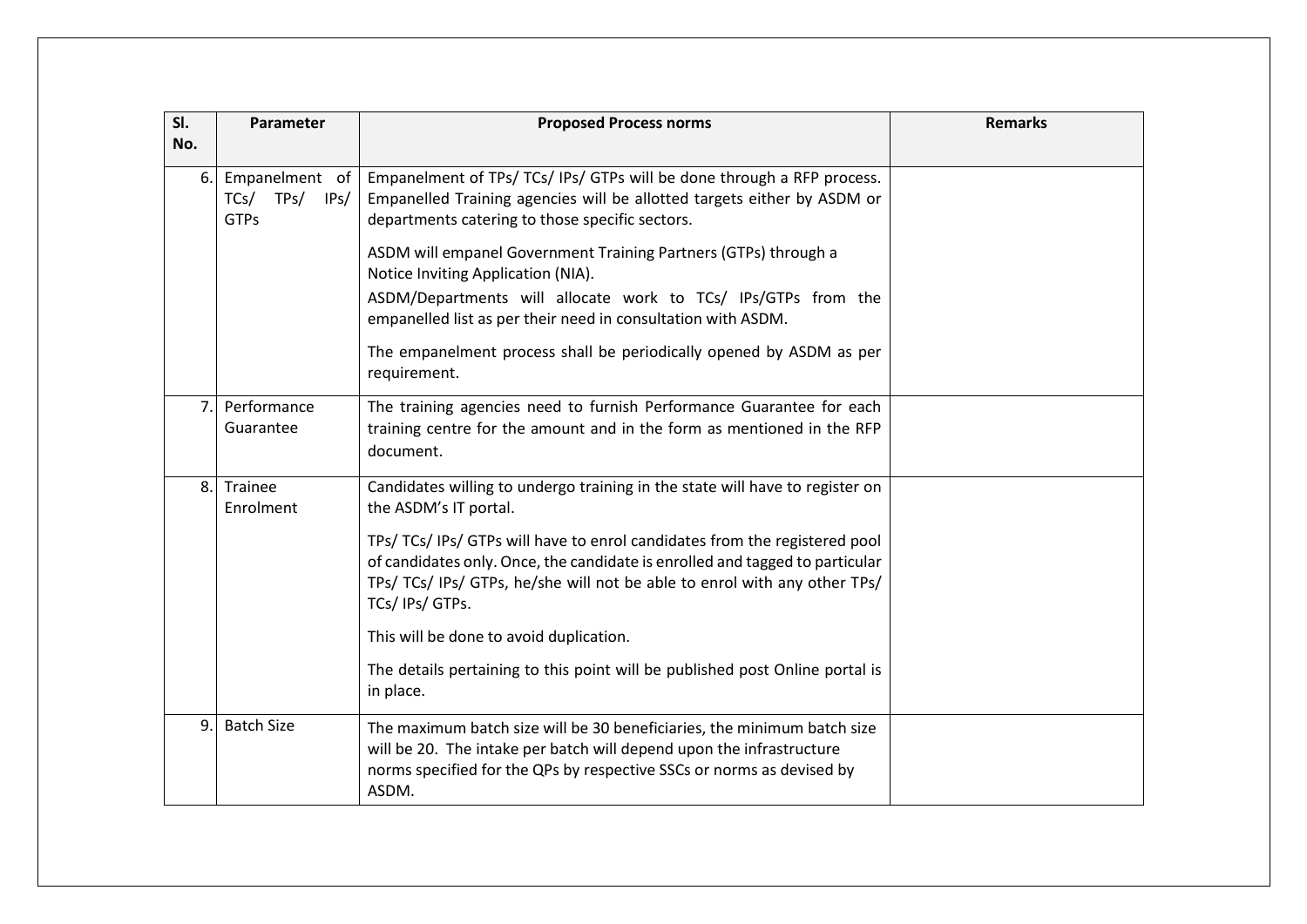| Sl. No. | Parameter | Proposed Process norms | Remarks |
|---|---|---|---|
| 6. | Empanelment of TCs/ TPs/ IPs/ GTPs | Empanelment of TPs/ TCs/ IPs/ GTPs will be done through a RFP process. Empanelled Training agencies will be allotted targets either by ASDM or departments catering to those specific sectors.<br><br>ASDM will empanel Government Training Partners (GTPs) through a Notice Inviting Application (NIA).<br>ASDM/Departments will allocate work to TCs/ IPs/GTPs from the empanelled list as per their need in consultation with ASDM.<br><br>The empanelment process shall be periodically opened by ASDM as per requirement. | |
| 7. | Performance Guarantee | The training agencies need to furnish Performance Guarantee for each training centre for the amount and in the form as mentioned in the RFP document. | |
| 8. | Trainee Enrolment | Candidates willing to undergo training in the state will have to register on the ASDM's IT portal.<br><br>TPs/ TCs/ IPs/ GTPs will have to enrol candidates from the registered pool of candidates only. Once, the candidate is enrolled and tagged to particular TPs/ TCs/ IPs/ GTPs, he/she will not be able to enrol with any other TPs/ TCs/ IPs/ GTPs.<br><br>This will be done to avoid duplication.<br><br>The details pertaining to this point will be published post Online portal is in place. | |
| 9. | Batch Size | The maximum batch size will be 30 beneficiaries, the minimum batch size will be 20. The intake per batch will depend upon the infrastructure norms specified for the QPs by respective SSCs or norms as devised by ASDM. | |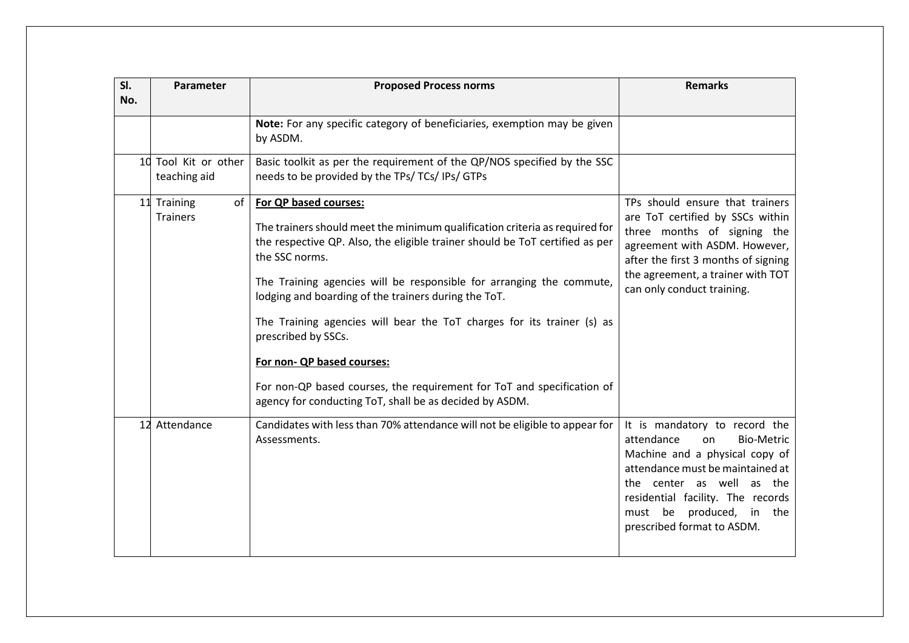| Sl. No. | Parameter | Proposed Process norms | Remarks |
|---|---|---|---|
| | | **Note:** For any specific category of beneficiaries, exemption may be given by ASDM. | |
| 10 | Tool Kit or other teaching aid | Basic toolkit as per the requirement of the QP/NOS specified by the SSC needs to be provided by the TPs/ TCs/ IPs/ GTPs | |
| 11 | Training of Trainers | **For QP based courses:**<br><br>The trainers should meet the minimum qualification criteria as required for the respective QP. Also, the eligible trainer should be ToT certified as per the SSC norms.<br><br>The Training agencies will be responsible for arranging the commute, lodging and boarding of the trainers during the ToT.<br><br>The Training agencies will bear the ToT charges for its trainer (s) as prescribed by SSCs.<br><br>**For non- QP based courses:**<br><br>For non-QP based courses, the requirement for ToT and specification of agency for conducting ToT, shall be as decided by ASDM. | TPs should ensure that trainers are ToT certified by SSCs within three months of signing the agreement with ASDM. However, after the first 3 months of signing the agreement, a trainer with TOT can only conduct training. |
| 12 | Attendance | Candidates with less than 70% attendance will not be eligible to appear for Assessments. | It is mandatory to record the attendance on Bio-Metric Machine and a physical copy of attendance must be maintained at the center as well as the residential facility. The records must be produced, in the prescribed format to ASDM. |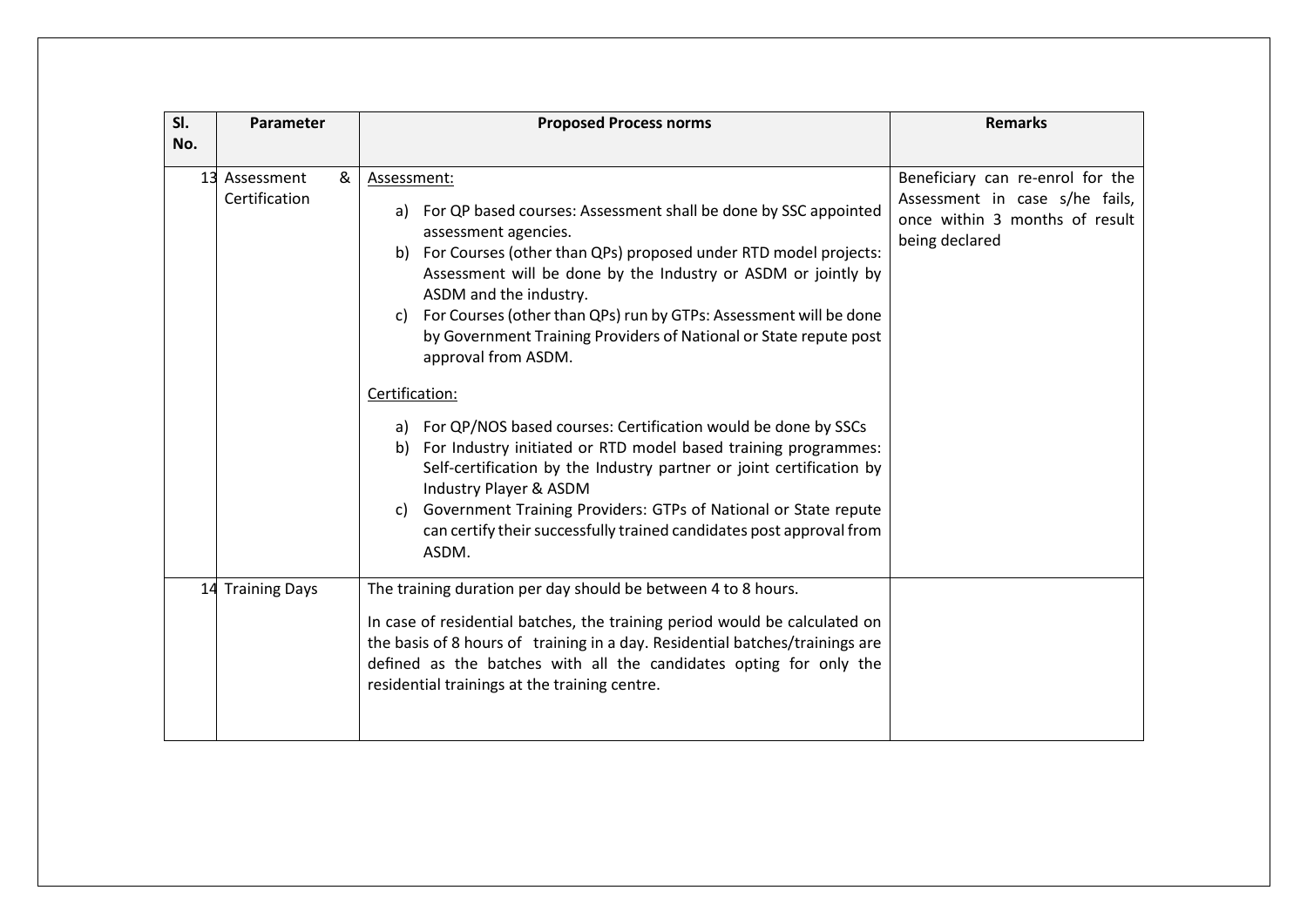| Sl. No. | Parameter | Proposed Process norms | Remarks |
|---|---|---|---|
| 13 | Assessment & Certification | Assessment:<br><br>a) For QP based courses: Assessment shall be done by SSC appointed assessment agencies.<br>b) For Courses (other than QPs) proposed under RTD model projects: Assessment will be done by the Industry or ASDM or jointly by ASDM and the industry.<br>c) For Courses (other than QPs) run by GTPs: Assessment will be done by Government Training Providers of National or State repute post approval from ASDM.<br><br>Certification:<br><br>a) For QP/NOS based courses: Certification would be done by SSCs<br>b) For Industry initiated or RTD model based training programmes: Self-certification by the Industry partner or joint certification by Industry Player & ASDM<br>c) Government Training Providers: GTPs of National or State repute can certify their successfully trained candidates post approval from ASDM. | Beneficiary can re-enrol for the Assessment in case s/he fails, once within 3 months of result being declared |
| 14 | Training Days | The training duration per day should be between 4 to 8 hours.<br><br>In case of residential batches, the training period would be calculated on the basis of 8 hours of training in a day. Residential batches/trainings are defined as the batches with all the candidates opting for only the residential trainings at the training centre. | |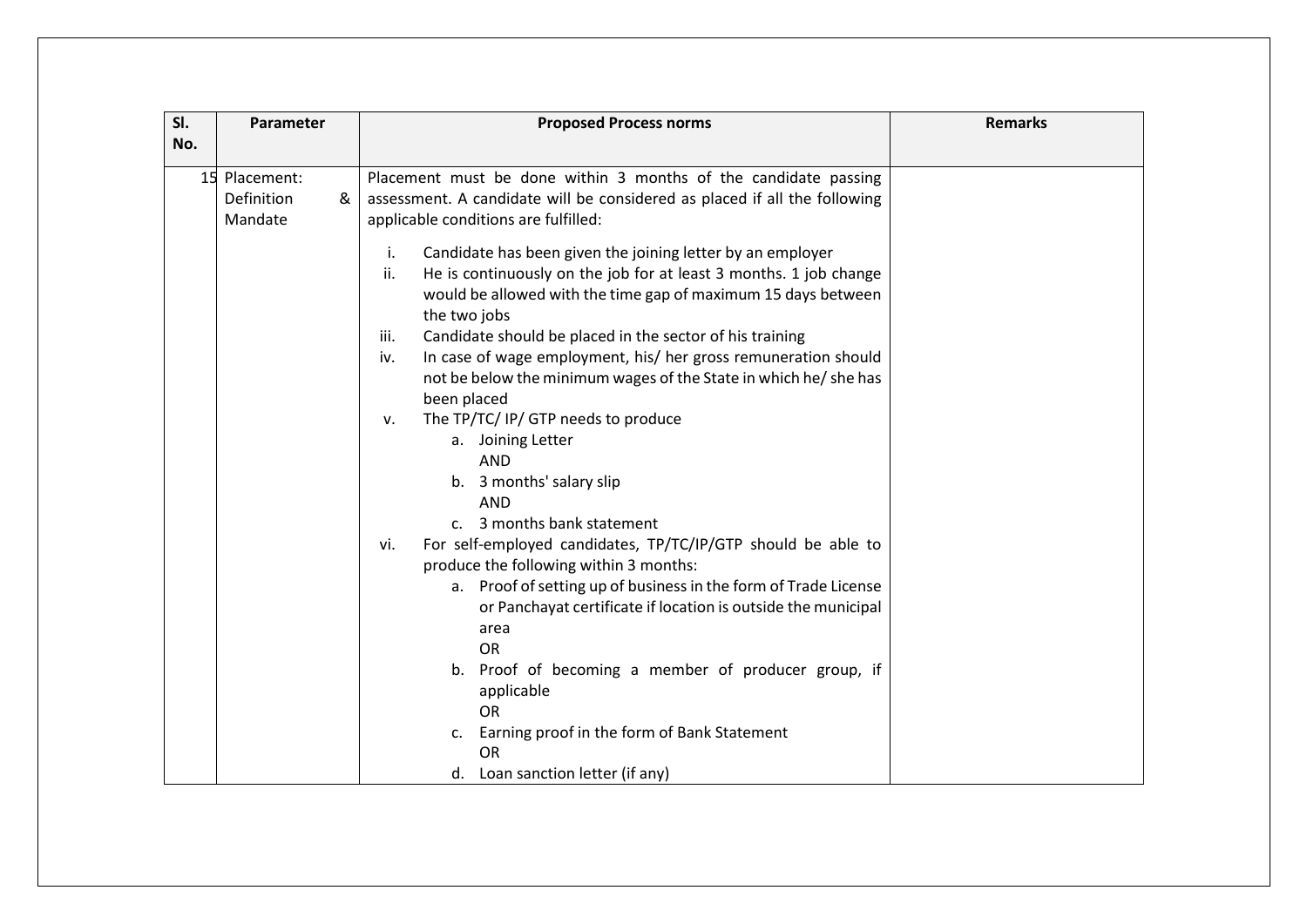| Sl. No. | Parameter | Proposed Process norms | Remarks |
|---|---|---|---|
| 15 | Placement: Definition & Mandate | Placement must be done within 3 months of the candidate passing assessment. A candidate will be considered as placed if all the following applicable conditions are fulfilled:<br><br>i. Candidate has been given the joining letter by an employer<br>ii. He is continuously on the job for at least 3 months. 1 job change would be allowed with the time gap of maximum 15 days between the two jobs<br>iii. Candidate should be placed in the sector of his training<br>iv. In case of wage employment, his/ her gross remuneration should not be below the minimum wages of the State in which he/ she has been placed<br>v. The TP/TC/ IP/ GTP needs to produce<br>a. Joining Letter<br>AND<br>b. 3 months' salary slip<br>AND<br>c. 3 months bank statement<br>vi. For self-employed candidates, TP/TC/IP/GTP should be able to produce the following within 3 months:<br>a. Proof of setting up of business in the form of Trade License or Panchayat certificate if location is outside the municipal area<br>OR<br>b. Proof of becoming a member of producer group, if applicable<br>OR<br>c. Earning proof in the form of Bank Statement<br>OR<br>d. Loan sanction letter (if any) | |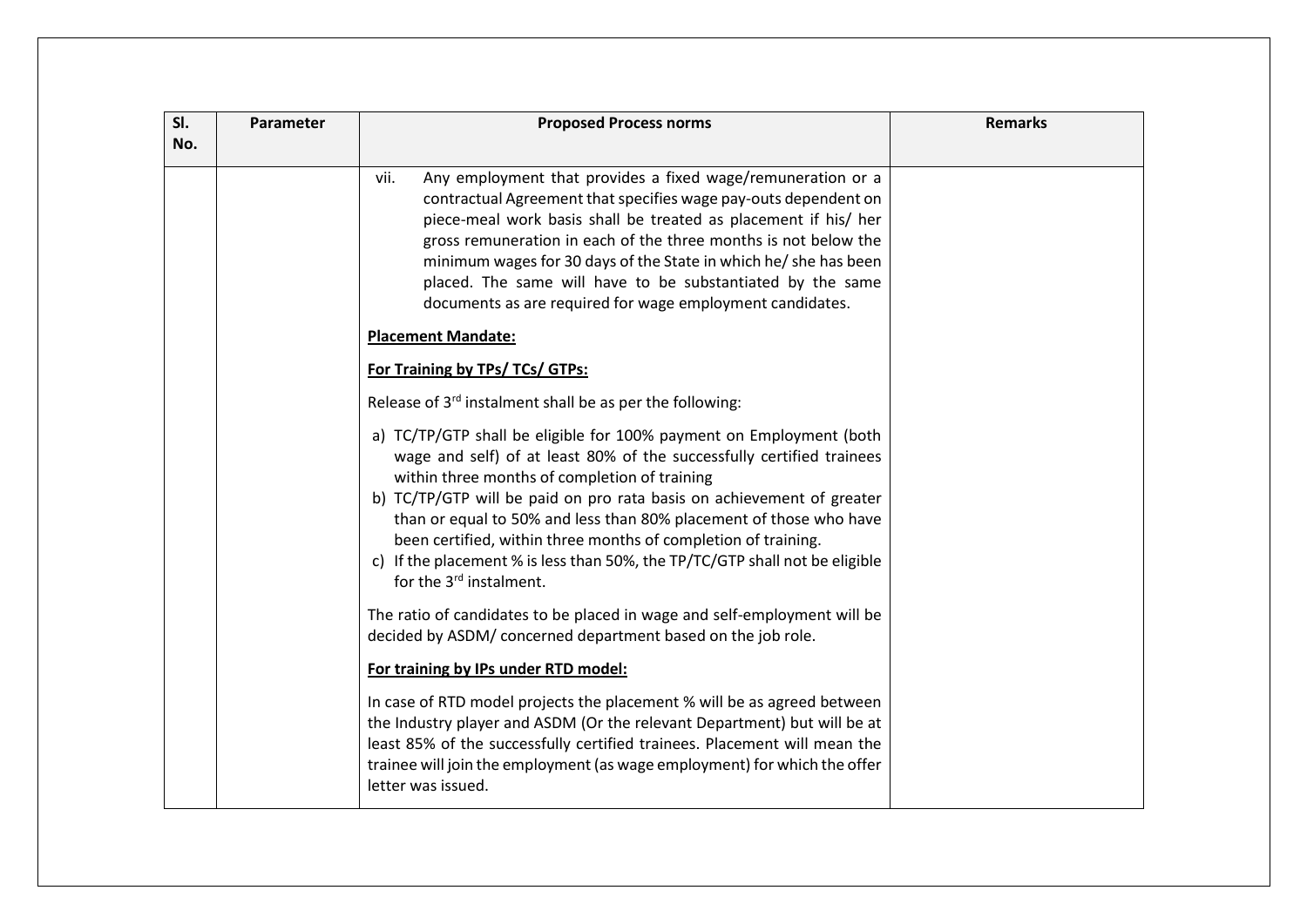| Sl. No. | Parameter | Proposed Process norms | Remarks |
|---|---|---|---|
| | | vii. Any employment that provides a fixed wage/remuneration or a contractual Agreement that specifies wage pay-outs dependent on piece-meal work basis shall be treated as placement if his/ her gross remuneration in each of the three months is not below the minimum wages for 30 days of the State in which he/ she has been placed. The same will have to be substantiated by the same documents as are required for wage employment candidates.<br><br>**<u>Placement Mandate:</u>**<br><br>**<u>For Training by TPs/ TCs/ GTPs:</u>**<br><br>Release of 3rd instalment shall be as per the following:<br><br>a) TC/TP/GTP shall be eligible for 100% payment on Employment (both wage and self) of at least 80% of the successfully certified trainees within three months of completion of training<br>b) TC/TP/GTP will be paid on pro rata basis on achievement of greater than or equal to 50% and less than 80% placement of those who have been certified, within three months of completion of training.<br>c) If the placement % is less than 50%, the TP/TC/GTP shall not be eligible for the 3rd instalment.<br><br>The ratio of candidates to be placed in wage and self-employment will be decided by ASDM/ concerned department based on the job role.<br><br>**<u>For training by IPs under RTD model:</u>**<br><br>In case of RTD model projects the placement % will be as agreed between the Industry player and ASDM (Or the relevant Department) but will be at least 85% of the successfully certified trainees. Placement will mean the trainee will join the employment (as wage employment) for which the offer letter was issued. | |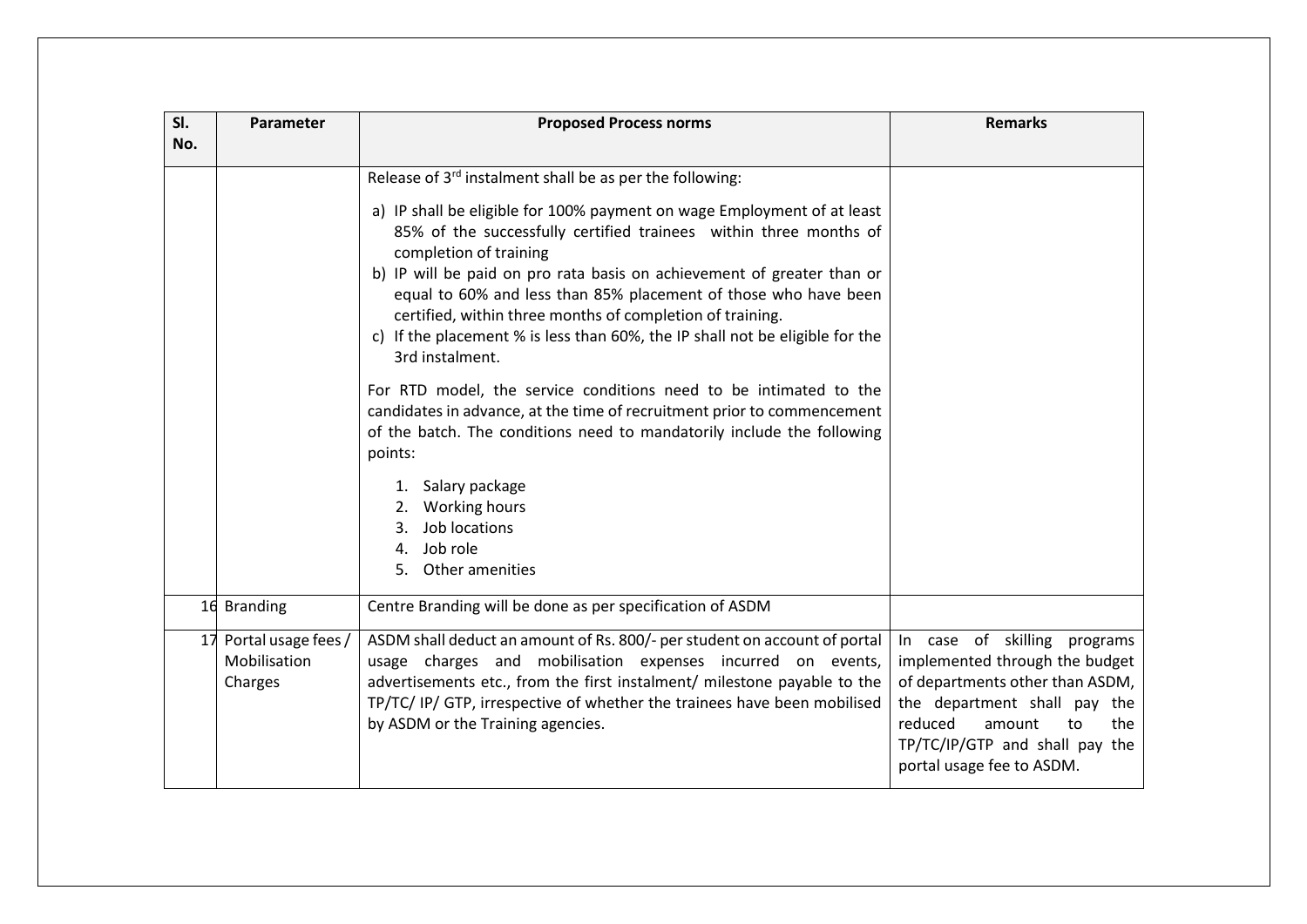| Sl. No. | Parameter | Proposed Process norms | Remarks |
|---|---|---|---|
| | | Release of 3rd instalment shall be as per the following:<br><br>a) IP shall be eligible for 100% payment on wage Employment of at least 85% of the successfully certified trainees within three months of completion of training<br>b) IP will be paid on pro rata basis on achievement of greater than or equal to 60% and less than 85% placement of those who have been certified, within three months of completion of training.<br>c) If the placement % is less than 60%, the IP shall not be eligible for the 3rd instalment.<br><br>For RTD model, the service conditions need to be intimated to the candidates in advance, at the time of recruitment prior to commencement of the batch. The conditions need to mandatorily include the following points:<br><br>1. Salary package<br>2. Working hours<br>3. Job locations<br>4. Job role<br>5. Other amenities | |
| 16 | Branding | Centre Branding will be done as per specification of ASDM | |
| 17 | Portal usage fees / Mobilisation Charges | ASDM shall deduct an amount of Rs. 800/- per student on account of portal usage charges and mobilisation expenses incurred on events, advertisements etc., from the first instalment/ milestone payable to the TP/TC/ IP/ GTP, irrespective of whether the trainees have been mobilised by ASDM or the Training agencies. | In case of skilling programs implemented through the budget of departments other than ASDM, the department shall pay the reduced amount to the TP/TC/IP/GTP and shall pay the portal usage fee to ASDM. |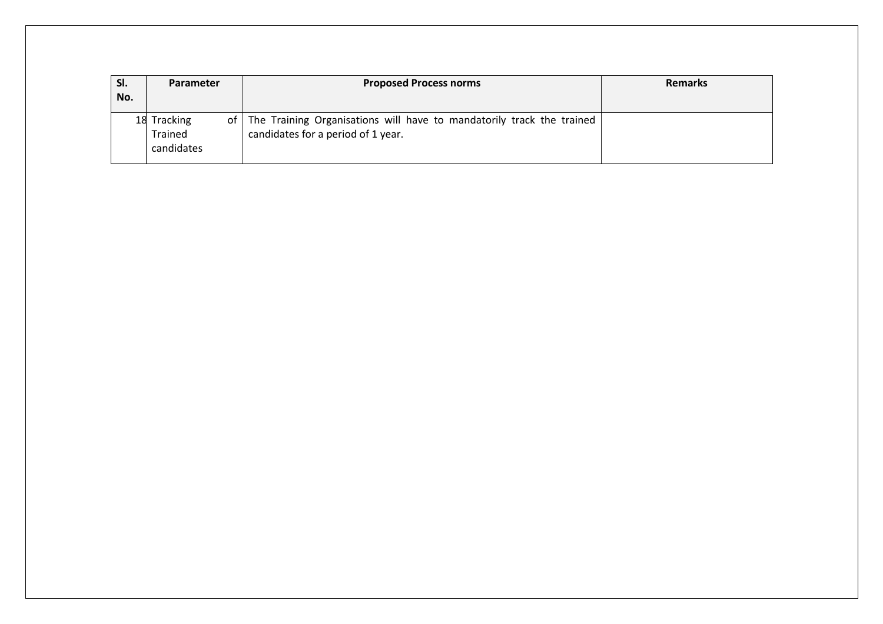| Sl. No. | Parameter | Proposed Process norms | Remarks |
|---|---|---|---|
| 18 | Tracking of Trained candidates | The Training Organisations will have to mandatorily track the trained candidates for a period of 1 year. | |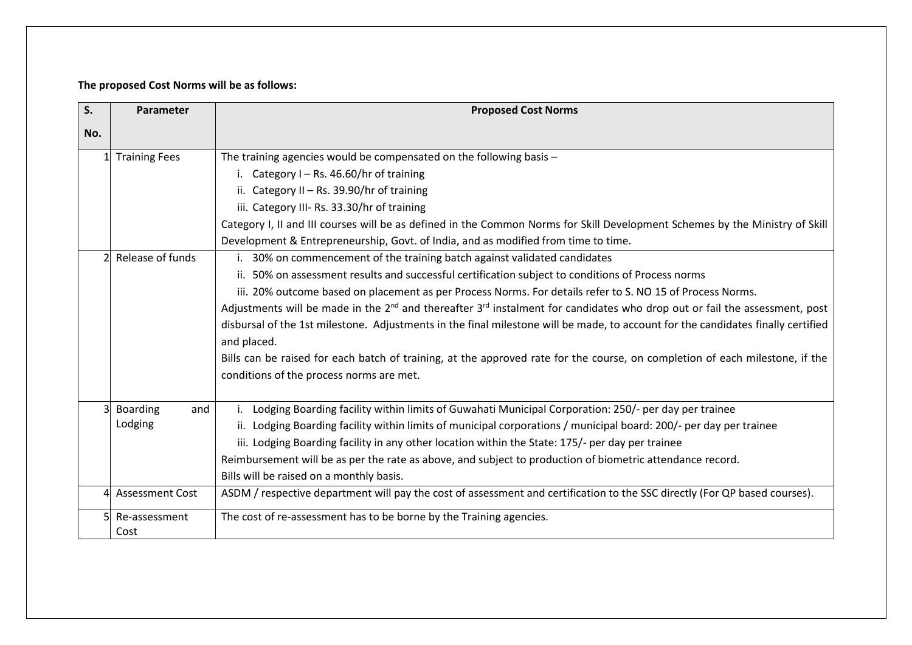**The proposed Cost Norms will be as follows:**

| S. No. | Parameter | Proposed Cost Norms |
|---|---|---|
| 1 | Training Fees | The training agencies would be compensated on the following basis – <br> i. Category I – Rs. 46.60/hr of training <br> ii. Category II – Rs. 39.90/hr of training <br> iii. Category III- Rs. 33.30/hr of training <br> Category I, II and III courses will be as defined in the Common Norms for Skill Development Schemes by the Ministry of Skill Development & Entrepreneurship, Govt. of India, and as modified from time to time. |
| 2 | Release of funds | i. 30% on commencement of the training batch against validated candidates <br> ii. 50% on assessment results and successful certification subject to conditions of Process norms <br> iii. 20% outcome based on placement as per Process Norms. For details refer to S. NO 15 of Process Norms. <br> Adjustments will be made in the 2nd and thereafter 3rd instalment for candidates who drop out or fail the assessment, post disbursal of the 1st milestone. Adjustments in the final milestone will be made, to account for the candidates finally certified and placed. <br> Bills can be raised for each batch of training, at the approved rate for the course, on completion of each milestone, if the conditions of the process norms are met. |
| 3 | Boarding and Lodging | i. Lodging Boarding facility within limits of Guwahati Municipal Corporation: 250/- per day per trainee <br> ii. Lodging Boarding facility within limits of municipal corporations / municipal board: 200/- per day per trainee <br> iii. Lodging Boarding facility in any other location within the State: 175/- per day per trainee <br> Reimbursement will be as per the rate as above, and subject to production of biometric attendance record. <br> Bills will be raised on a monthly basis. |
| 4 | Assessment Cost | ASDM / respective department will pay the cost of assessment and certification to the SSC directly (For QP based courses). |
| 5 | Re-assessment Cost | The cost of re-assessment has to be borne by the Training agencies. |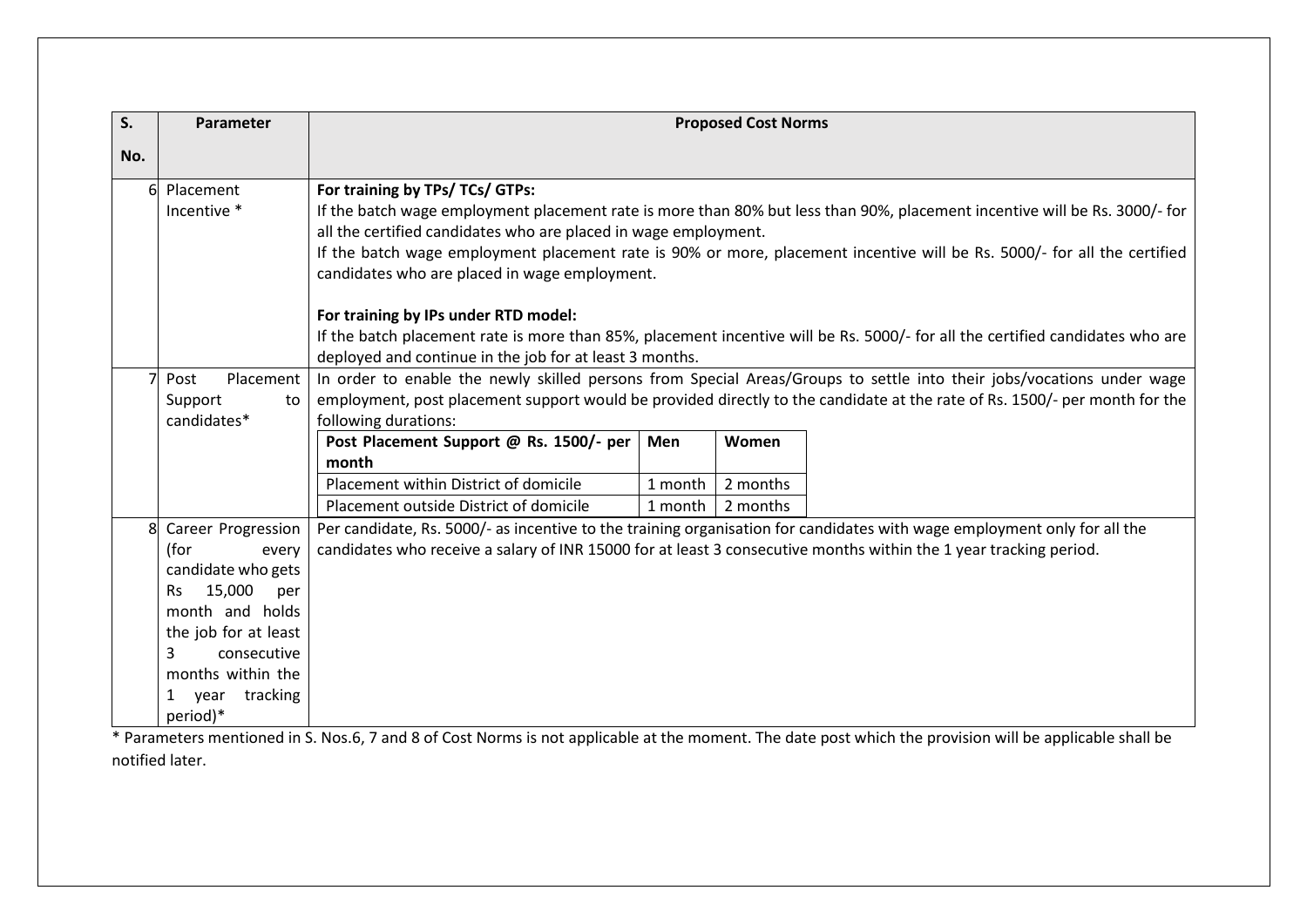| S. No. | Parameter | Proposed Cost Norms |
|---|---|---|
| 6 | Placement Incentive * | **For training by TPs/ TCs/ GTPs:**<br>If the batch wage employment placement rate is more than 80% but less than 90%, placement incentive will be Rs. 3000/- for all the certified candidates who are placed in wage employment.<br>If the batch wage employment placement rate is 90% or more, placement incentive will be Rs. 5000/- for all the certified candidates who are placed in wage employment.<br><br>**For training by IPs under RTD model:**<br>If the batch placement rate is more than 85%, placement incentive will be Rs. 5000/- for all the certified candidates who are deployed and continue in the job for at least 3 months. |
| 7 | Post Placement Support to candidates* | In order to enable the newly skilled persons from Special Areas/Groups to settle into their jobs/vocations under wage employment, post placement support would be provided directly to the candidate at the rate of Rs. 1500/- per month for the following durations:<br><br>**Post Placement Support @ Rs. 1500/- per month** — **Men** / **Women**<br>Placement within District of domicile — 1 month / 2 months<br>Placement outside District of domicile — 1 month / 2 months |
| 8 | Career Progression (for every candidate who gets Rs 15,000 per month and holds the job for at least 3 consecutive months within the 1 year tracking period)* | Per candidate, Rs. 5000/- as incentive to the training organisation for candidates with wage employment only for all the candidates who receive a salary of INR 15000 for at least 3 consecutive months within the 1 year tracking period. |

\* Parameters mentioned in S. Nos.6, 7 and 8 of Cost Norms is not applicable at the moment. The date post which the provision will be applicable shall be notified later.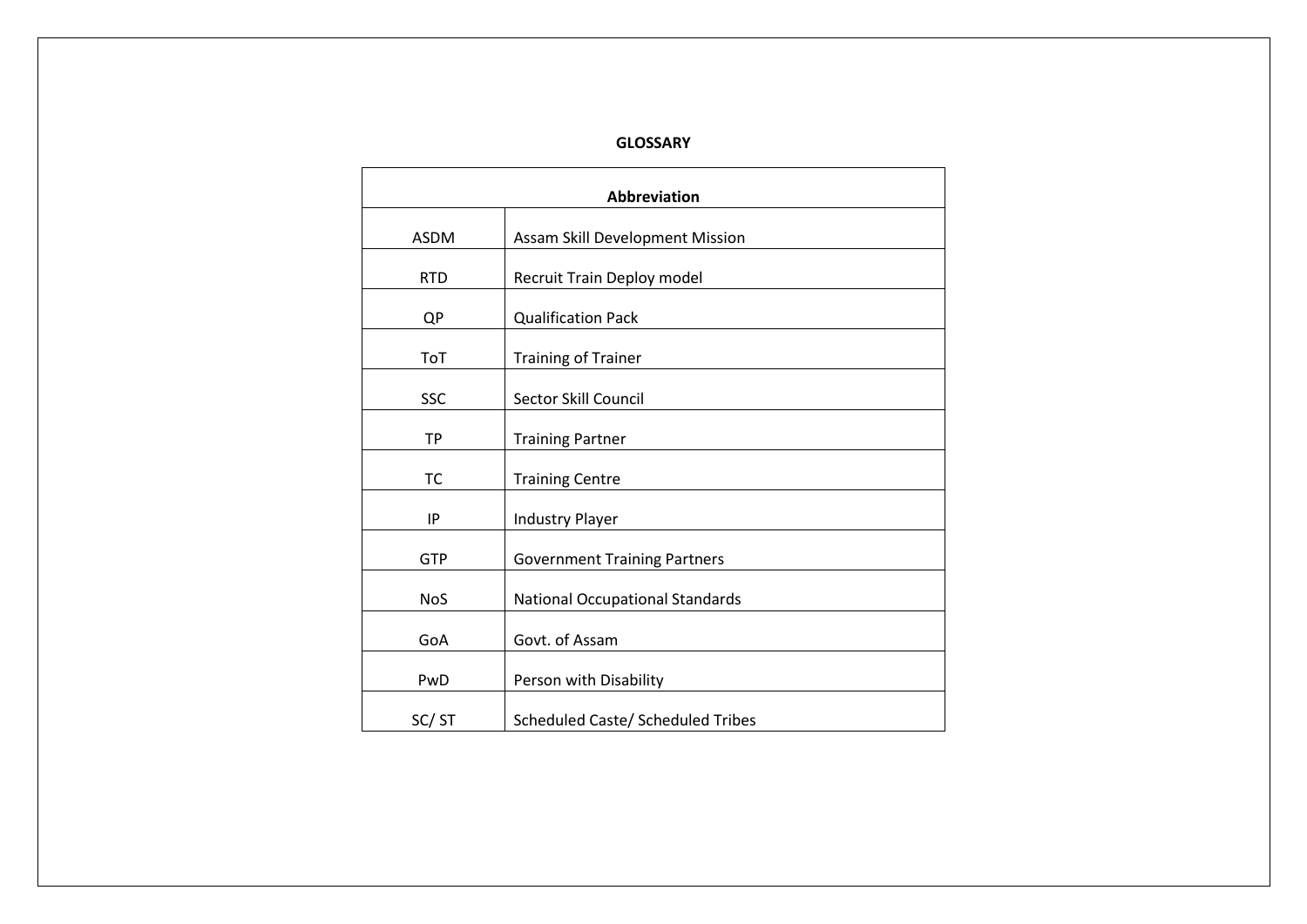**GLOSSARY**

| Abbreviation | |
|---|---|
| ASDM | Assam Skill Development Mission |
| RTD | Recruit Train Deploy model |
| QP | Qualification Pack |
| ToT | Training of Trainer |
| SSC | Sector Skill Council |
| TP | Training Partner |
| TC | Training Centre |
| IP | Industry Player |
| GTP | Government Training Partners |
| NoS | National Occupational Standards |
| GoA | Govt. of Assam |
| PwD | Person with Disability |
| SC/ ST | Scheduled Caste/ Scheduled Tribes |